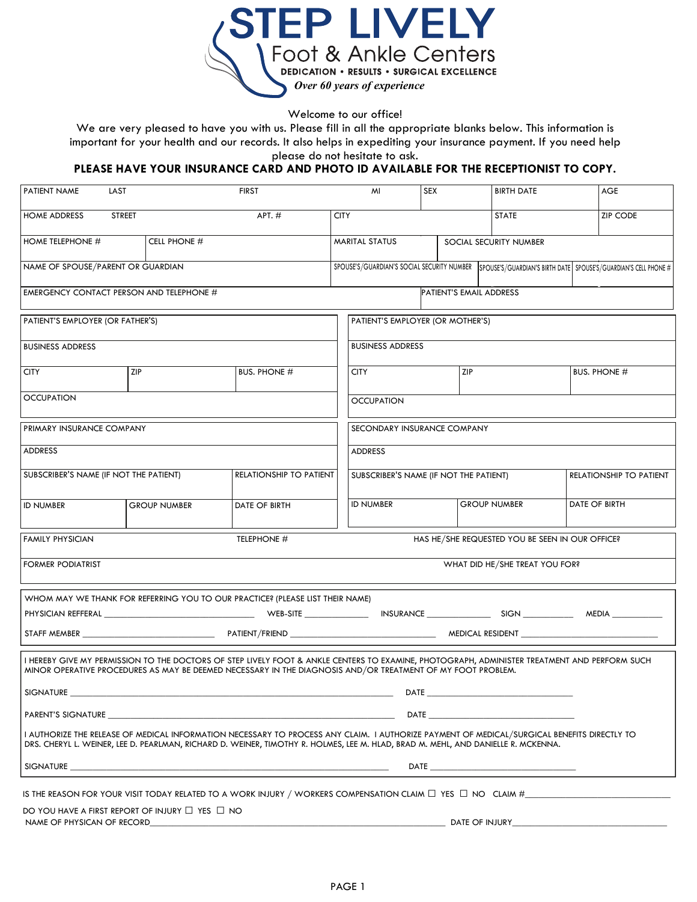# STEP LIVELY

## Foot & Ankle Centers

**DEDICATION • RESULTS • SURGICAL EXCELLENCE**

*Over 60 years of experience*

Welcome to our office!

We are very pleased to have you with us. Please fill in all the appropriate blanks below. This information is important for your health and our records. It also helps in expediting your insurance payment. If you need help please do not hesitate to ask.

**PLEASE HAVE YOUR INSURANCE CARD AND PHOTO ID AVAILABLE FOR THE RECEPTIONIST TO COPY.**

| PATIENT NAME LAST | FIRST | MI | SEX | BIRTH DATE | AGE |
|---|---|---|---|---|---|
| HOME ADDRESS STREET | APT. # | CITY | | STATE | ZIP CODE |

| HOME TELEPHONE # | CELL PHONE # | MARITAL STATUS | SOCIAL SECURITY NUMBER |
|---|---|---|---|

| NAME OF SPOUSE/PARENT OR GUARDIAN | SPOUSE'S/GUARDIAN'S SOCIAL SECURITY NUMBER | SPOUSE'S/GUARDIAN'S BIRTH DATE | SPOUSE'S/GUARDIAN'S CELL PHONE # |
|---|---|---|---|

| EMERGENCY CONTACT PERSON AND TELEPHONE # | PATIENT'S EMAIL ADDRESS |
|---|---|

| PATIENT'S EMPLOYER (OR FATHER'S) | | | PATIENT'S EMPLOYER (OR MOTHER'S) | | |
|---|---|---|---|---|---|
| BUSINESS ADDRESS | | | BUSINESS ADDRESS | | |
| CITY | ZIP | BUS. PHONE # | CITY | ZIP | BUS. PHONE # |
| OCCUPATION | | | OCCUPATION | | |

| PRIMARY INSURANCE COMPANY | | | SECONDARY INSURANCE COMPANY | | |
|---|---|---|---|---|---|
| ADDRESS | | | ADDRESS | | |
| SUBSCRIBER'S NAME (IF NOT THE PATIENT) | | RELATIONSHIP TO PATIENT | SUBSCRIBER'S NAME (IF NOT THE PATIENT) | | RELATIONSHIP TO PATIENT |
| ID NUMBER | GROUP NUMBER | DATE OF BIRTH | ID NUMBER | GROUP NUMBER | DATE OF BIRTH |

| FAMILY PHYSICIAN | TELEPHONE # | HAS HE/SHE REQUESTED YOU BE SEEN IN OUR OFFICE? |
|---|---|---|
| FORMER PODIATRIST | | WHAT DID HE/SHE TREAT YOU FOR? |

WHOM MAY WE THANK FOR REFERRING YOU TO OUR PRACTICE? (PLEASE LIST THEIR NAME)

PHYSICIAN REFFERAL ______________________ WEB-SITE ____________ INSURANCE ____________ SIGN __________ MEDIA __________

STAFF MEMBER ______________________ PATIENT/FRIEND ______________________ MEDICAL RESIDENT ______________________

I HEREBY GIVE MY PERMISSION TO THE DOCTORS OF STEP LIVELY FOOT & ANKLE CENTERS TO EXAMINE, PHOTOGRAPH, ADMINISTER TREATMENT AND PERFORM SUCH MINOR OPERATIVE PROCEDURES AS MAY BE DEEMED NECESSARY IN THE DIAGNOSIS AND/OR TREATMENT OF MY FOOT PROBLEM.

SIGNATURE ______________________________________________ DATE ______________________

PARENT'S SIGNATURE ______________________________________ DATE ______________________

I AUTHORIZE THE RELEASE OF MEDICAL INFORMATION NECESSARY TO PROCESS ANY CLAIM. I AUTHORIZE PAYMENT OF MEDICAL/SURGICAL BENEFITS DIRECTLY TO DRS. CHERYL L. WEINER, LEE D. PEARLMAN, RICHARD D. WEINER, TIMOTHY R. HOLMES, LEE M. HLAD, BRAD M. MEHL, AND DANIELLE R. MCKENNA.

SIGNATURE ______________________________________________ DATE ______________________

IS THE REASON FOR YOUR VISIT TODAY RELATED TO A WORK INJURY / WORKERS COMPENSATION CLAIM ☐ YES ☐ NO CLAIM #______________________

DO YOU HAVE A FIRST REPORT OF INJURY ☐ YES ☐ NO

NAME OF PHYSICAN OF RECORD______________________________________ DATE OF INJURY______________________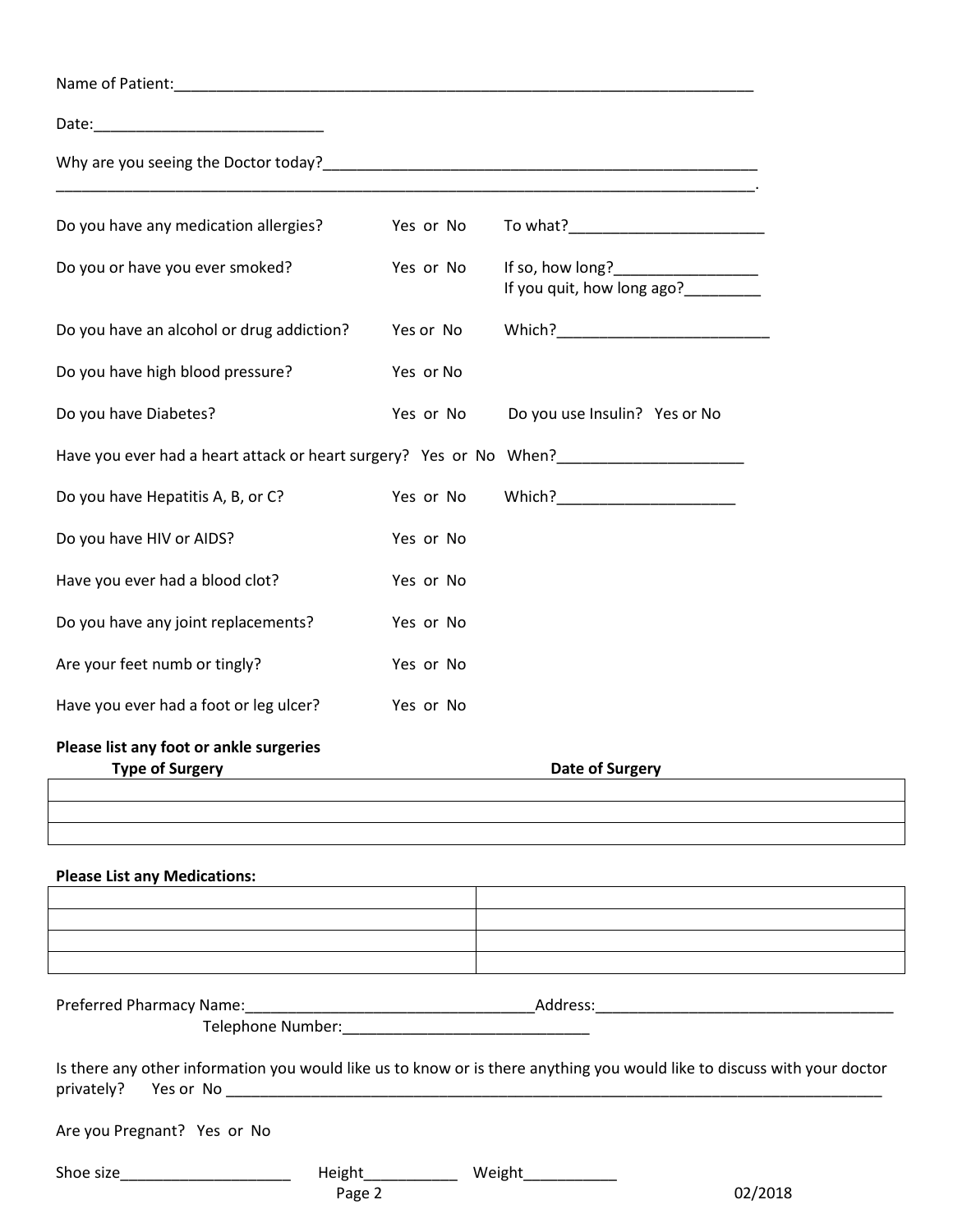Name of Patient:_______________________________________________________________________

Date:___________________________

Why are you seeing the Doctor today?______________________________________________________
_________________________________________________________________________________.

Do you have any medication allergies? Yes or No To what?_______________________

Do you or have you ever smoked? Yes or No If so, how long?_________________
If you quit, how long ago?_________

Do you have an alcohol or drug addiction? Yes or No Which?_________________________

Do you have high blood pressure? Yes or No

Do you have Diabetes? Yes or No Do you use Insulin? Yes or No

Have you ever had a heart attack or heart surgery? Yes or No When?_____________________

Do you have Hepatitis A, B, or C? Yes or No Which?_____________________

Do you have HIV or AIDS? Yes or No

Have you ever had a blood clot? Yes or No

Do you have any joint replacements? Yes or No

Are your feet numb or tingly? Yes or No

Have you ever had a foot or leg ulcer? Yes or No

**Please list any foot or ankle surgeries**

| **Type of Surgery** | **Date of Surgery** |
|---|---|
| | |
| | |
| | |

**Please List any Medications:**

| | |
|---|---|
| | |
| | |
| | |
| | |

Preferred Pharmacy Name:__________________________________Address:___________________________________
Telephone Number:_____________________________

Is there any other information you would like us to know or is there anything you would like to discuss with your doctor privately? Yes or No ________________________________________________________________________________

Are you Pregnant? Yes or No

Shoe size____________________ Height___________ Weight___________

02/2018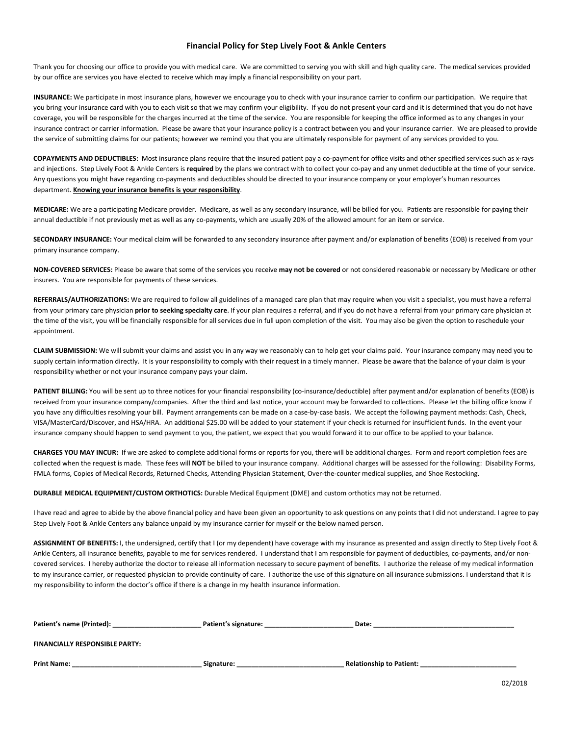## Financial Policy for Step Lively Foot & Ankle Centers

Thank you for choosing our office to provide you with medical care. We are committed to serving you with skill and high quality care. The medical services provided by our office are services you have elected to receive which may imply a financial responsibility on your part.

**INSURANCE:** We participate in most insurance plans, however we encourage you to check with your insurance carrier to confirm our participation. We require that you bring your insurance card with you to each visit so that we may confirm your eligibility. If you do not present your card and it is determined that you do not have coverage, you will be responsible for the charges incurred at the time of the service. You are responsible for keeping the office informed as to any changes in your insurance contract or carrier information. Please be aware that your insurance policy is a contract between you and your insurance carrier. We are pleased to provide the service of submitting claims for our patients; however we remind you that you are ultimately responsible for payment of any services provided to you.

**COPAYMENTS AND DEDUCTIBLES:** Most insurance plans require that the insured patient pay a co-payment for office visits and other specified services such as x-rays and injections. Step Lively Foot & Ankle Centers is **required** by the plans we contract with to collect your co-pay and any unmet deductible at the time of your service. Any questions you might have regarding co-payments and deductibles should be directed to your insurance company or your employer's human resources department. **Knowing your insurance benefits is your responsibility**.

**MEDICARE:** We are a participating Medicare provider. Medicare, as well as any secondary insurance, will be billed for you. Patients are responsible for paying their annual deductible if not previously met as well as any co-payments, which are usually 20% of the allowed amount for an item or service.

**SECONDARY INSURANCE:** Your medical claim will be forwarded to any secondary insurance after payment and/or explanation of benefits (EOB) is received from your primary insurance company.

**NON-COVERED SERVICES:** Please be aware that some of the services you receive **may not be covered** or not considered reasonable or necessary by Medicare or other insurers. You are responsible for payments of these services.

**REFERRALS/AUTHORIZATIONS:** We are required to follow all guidelines of a managed care plan that may require when you visit a specialist, you must have a referral from your primary care physician **prior to seeking specialty care**. If your plan requires a referral, and if you do not have a referral from your primary care physician at the time of the visit, you will be financially responsible for all services due in full upon completion of the visit. You may also be given the option to reschedule your appointment.

**CLAIM SUBMISSION:** We will submit your claims and assist you in any way we reasonably can to help get your claims paid. Your insurance company may need you to supply certain information directly. It is your responsibility to comply with their request in a timely manner. Please be aware that the balance of your claim is your responsibility whether or not your insurance company pays your claim.

**PATIENT BILLING:** You will be sent up to three notices for your financial responsibility (co-insurance/deductible) after payment and/or explanation of benefits (EOB) is received from your insurance company/companies. After the third and last notice, your account may be forwarded to collections. Please let the billing office know if you have any difficulties resolving your bill. Payment arrangements can be made on a case-by-case basis. We accept the following payment methods: Cash, Check, VISA/MasterCard/Discover, and HSA/HRA. An additional $25.00 will be added to your statement if your check is returned for insufficient funds. In the event your insurance company should happen to send payment to you, the patient, we expect that you would forward it to our office to be applied to your balance.

**CHARGES YOU MAY INCUR:** If we are asked to complete additional forms or reports for you, there will be additional charges. Form and report completion fees are collected when the request is made. These fees will **NOT** be billed to your insurance company. Additional charges will be assessed for the following: Disability Forms, FMLA forms, Copies of Medical Records, Returned Checks, Attending Physician Statement, Over-the-counter medical supplies, and Shoe Restocking.

**DURABLE MEDICAL EQUIPMENT/CUSTOM ORTHOTICS:** Durable Medical Equipment (DME) and custom orthotics may not be returned.

I have read and agree to abide by the above financial policy and have been given an opportunity to ask questions on any points that I did not understand. I agree to pay Step Lively Foot & Ankle Centers any balance unpaid by my insurance carrier for myself or the below named person.

**ASSIGNMENT OF BENEFITS:** I, the undersigned, certify that I (or my dependent) have coverage with my insurance as presented and assign directly to Step Lively Foot & Ankle Centers, all insurance benefits, payable to me for services rendered. I understand that I am responsible for payment of deductibles, co-payments, and/or non-covered services. I hereby authorize the doctor to release all information necessary to secure payment of benefits. I authorize the release of my medical information to my insurance carrier, or requested physician to provide continuity of care. I authorize the use of this signature on all insurance submissions. I understand that it is my responsibility to inform the doctor's office if there is a change in my health insurance information.

**Patient's name (Printed):** ________________________ **Patient's signature:** ________________________ **Date:** ______________________________________

**FINANCIALLY RESPONSIBLE PARTY:**

**Print Name:** ___________________________________ **Signature:** _____________________________ **Relationship to Patient:** __________________________

02/2018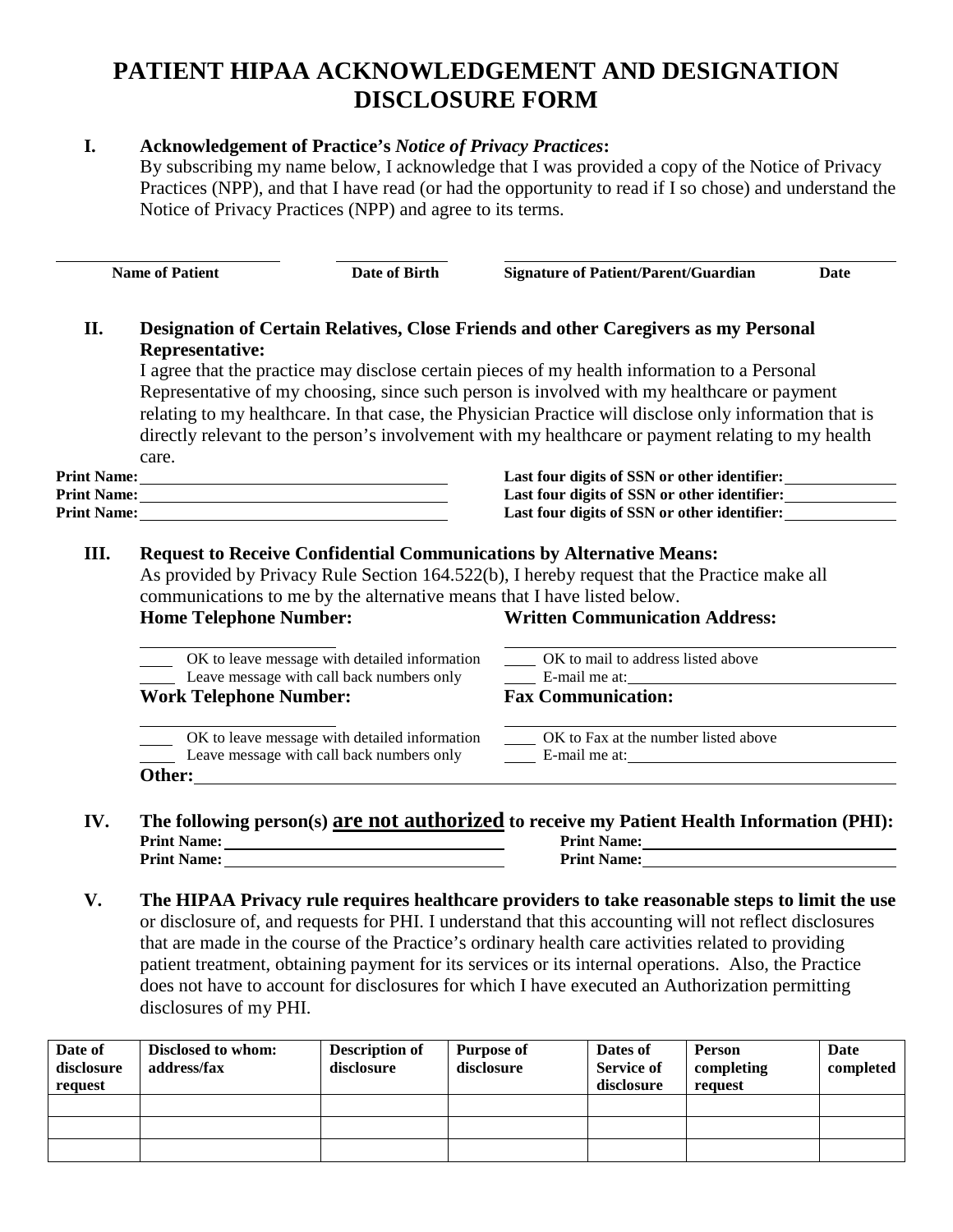# PATIENT HIPAA ACKNOWLEDGEMENT AND DESIGNATION DISCLOSURE FORM

**I. Acknowledgement of Practice's *Notice of Privacy Practices*:**

By subscribing my name below, I acknowledge that I was provided a copy of the Notice of Privacy Practices (NPP), and that I have read (or had the opportunity to read if I so chose) and understand the Notice of Privacy Practices (NPP) and agree to its terms.

| **Name of Patient** | **Date of Birth** | **Signature of Patient/Parent/Guardian** | **Date** |
|---|---|---|---|
| | | | |

**II. Designation of Certain Relatives, Close Friends and other Caregivers as my Personal Representative:**

I agree that the practice may disclose certain pieces of my health information to a Personal Representative of my choosing, since such person is involved with my healthcare or payment relating to my healthcare. In that case, the Physician Practice will disclose only information that is directly relevant to the person's involvement with my healthcare or payment relating to my health care.

**Print Name:** ____________________ **Last four digits of SSN or other identifier:** __________

**Print Name:** ____________________ **Last four digits of SSN or other identifier:** __________

**Print Name:** ____________________ **Last four digits of SSN or other identifier:** __________

**III. Request to Receive Confidential Communications by Alternative Means:**

As provided by Privacy Rule Section 164.522(b), I hereby request that the Practice make all communications to me by the alternative means that I have listed below.

**Home Telephone Number:**

____________________

____ OK to leave message with detailed information

____ Leave message with call back numbers only

**Written Communication Address:**

____________________

____ OK to mail to address listed above

____ E-mail me at: ____________________

**Work Telephone Number:**

____________________

____ OK to leave message with detailed information

____ Leave message with call back numbers only

**Fax Communication:**

____________________

____ OK to Fax at the number listed above

____ E-mail me at: ____________________

**Other:** ____________________

**IV. The following person(s) <u>are not authorized</u> to receive my Patient Health Information (PHI):**

**Print Name:** ____________________ **Print Name:** ____________________

**Print Name:** ____________________ **Print Name:** ____________________

**V. The HIPAA Privacy rule requires healthcare providers to take reasonable steps to limit the use** or disclosure of, and requests for PHI. I understand that this accounting will not reflect disclosures that are made in the course of the Practice's ordinary health care activities related to providing patient treatment, obtaining payment for its services or its internal operations. Also, the Practice does not have to account for disclosures for which I have executed an Authorization permitting disclosures of my PHI.

| Date of disclosure request | Disclosed to whom: address/fax | Description of disclosure | Purpose of disclosure | Dates of Service of disclosure | Person completing request | Date completed |
|---|---|---|---|---|---|---|
| | | | | | | |
| | | | | | | |
| | | | | | | |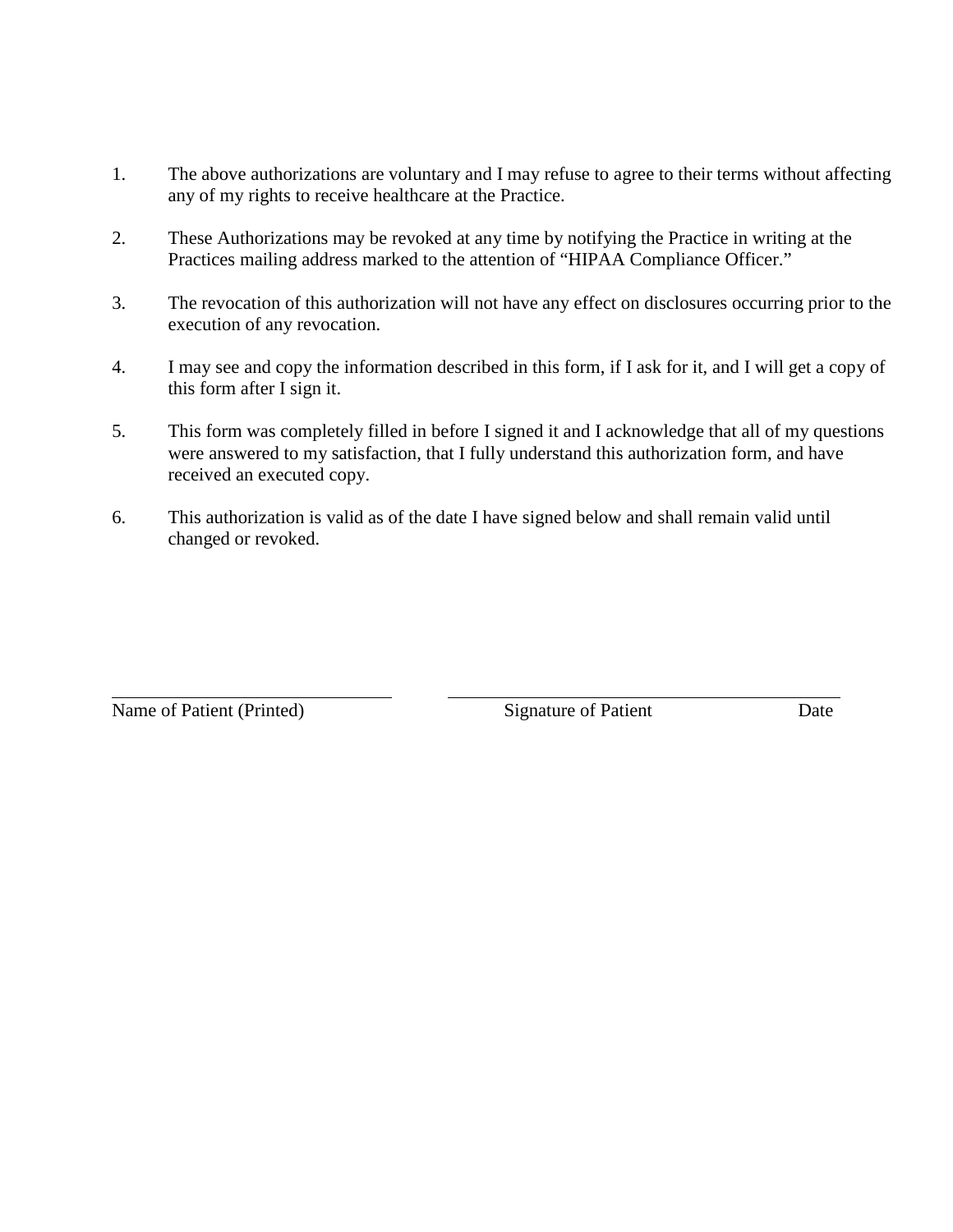1. The above authorizations are voluntary and I may refuse to agree to their terms without affecting any of my rights to receive healthcare at the Practice.

2. These Authorizations may be revoked at any time by notifying the Practice in writing at the Practices mailing address marked to the attention of "HIPAA Compliance Officer."

3. The revocation of this authorization will not have any effect on disclosures occurring prior to the execution of any revocation.

4. I may see and copy the information described in this form, if I ask for it, and I will get a copy of this form after I sign it.

5. This form was completely filled in before I signed it and I acknowledge that all of my questions were answered to my satisfaction, that I fully understand this authorization form, and have received an executed copy.

6. This authorization is valid as of the date I have signed below and shall remain valid until changed or revoked.

\_\_\_\_\_\_\_\_\_\_\_\_\_\_\_\_\_\_\_\_\_\_\_\_\_\_\_\_\_\_ \_\_\_\_\_\_\_\_\_\_\_\_\_\_\_\_\_\_\_\_\_\_\_\_\_\_\_\_\_\_\_\_\_\_\_\_\_\_\_\_\_\_

Name of Patient (Printed)  Signature of Patient  Date